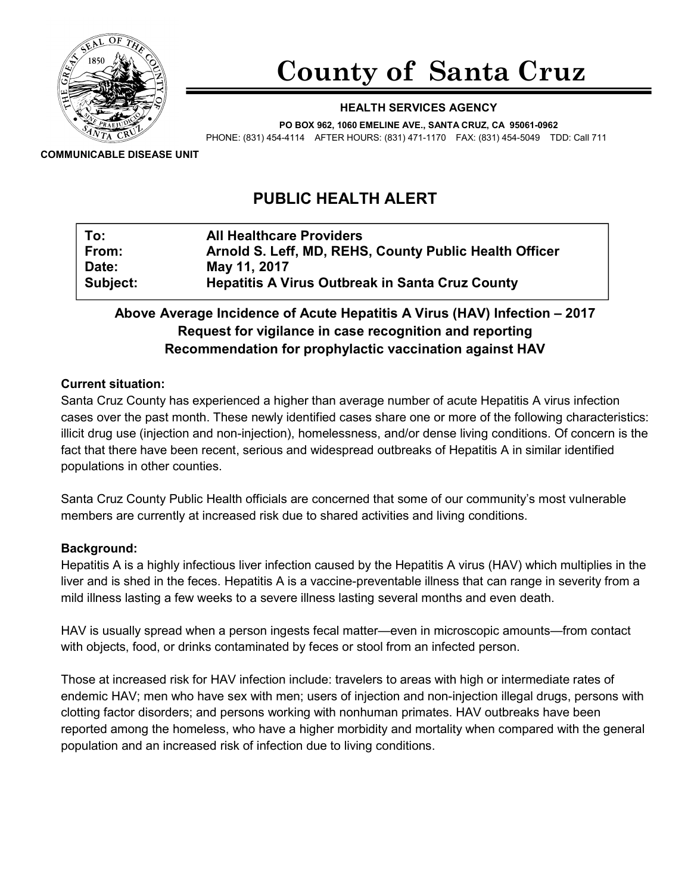# County of Santa Cruz

**HEALTH SERVICES AGENCY**

**PO BOX 962, 1060 EMELINE AVE., SANTA CRUZ, CA 95061-0962**

PHONE: (831) 454-4114 AFTER HOURS: (831) 471-1170 FAX: (831) 454-5049 TDD: Call 711

**COMMUNICABLE DISEASE UNIT**

## PUBLIC HEALTH ALERT

| | |
|---|---|
| **To:** | **All Healthcare Providers** |
| **From:** | **Arnold S. Leff, MD, REHS, County Public Health Officer** |
| **Date:** | **May 11, 2017** |
| **Subject:** | **Hepatitis A Virus Outbreak in Santa Cruz County** |

**Above Average Incidence of Acute Hepatitis A Virus (HAV) Infection – 2017**
**Request for vigilance in case recognition and reporting**
**Recommendation for prophylactic vaccination against HAV**

**Current situation:**
Santa Cruz County has experienced a higher than average number of acute Hepatitis A virus infection cases over the past month. These newly identified cases share one or more of the following characteristics: illicit drug use (injection and non-injection), homelessness, and/or dense living conditions. Of concern is the fact that there have been recent, serious and widespread outbreaks of Hepatitis A in similar identified populations in other counties.

Santa Cruz County Public Health officials are concerned that some of our community's most vulnerable members are currently at increased risk due to shared activities and living conditions.

**Background:**
Hepatitis A is a highly infectious liver infection caused by the Hepatitis A virus (HAV) which multiplies in the liver and is shed in the feces. Hepatitis A is a vaccine-preventable illness that can range in severity from a mild illness lasting a few weeks to a severe illness lasting several months and even death.

HAV is usually spread when a person ingests fecal matter—even in microscopic amounts—from contact with objects, food, or drinks contaminated by feces or stool from an infected person.

Those at increased risk for HAV infection include: travelers to areas with high or intermediate rates of endemic HAV; men who have sex with men; users of injection and non-injection illegal drugs, persons with clotting factor disorders; and persons working with nonhuman primates. HAV outbreaks have been reported among the homeless, who have a higher morbidity and mortality when compared with the general population and an increased risk of infection due to living conditions.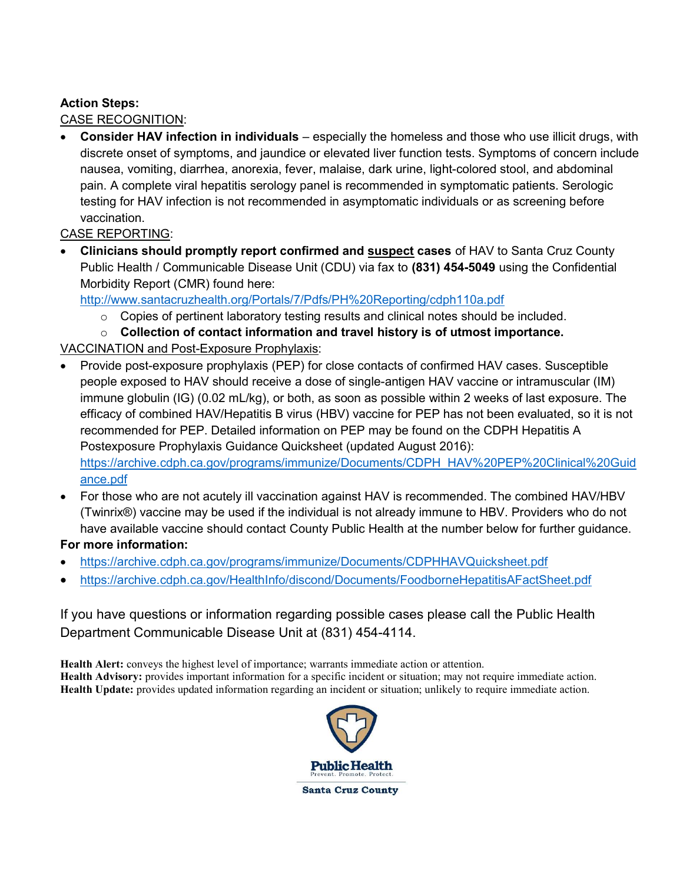**Action Steps:**

CASE RECOGNITION:

- **Consider HAV infection in individuals** – especially the homeless and those who use illicit drugs, with discrete onset of symptoms, and jaundice or elevated liver function tests. Symptoms of concern include nausea, vomiting, diarrhea, anorexia, fever, malaise, dark urine, light-colored stool, and abdominal pain. A complete viral hepatitis serology panel is recommended in symptomatic patients. Serologic testing for HAV infection is not recommended in asymptomatic individuals or as screening before vaccination.

CASE REPORTING:

- **Clinicians should promptly report confirmed and suspect cases** of HAV to Santa Cruz County Public Health / Communicable Disease Unit (CDU) via fax to **(831) 454-5049** using the Confidential Morbidity Report (CMR) found here: http://www.santacruzhealth.org/Portals/7/Pdfs/PH%20Reporting/cdph110a.pdf
  - Copies of pertinent laboratory testing results and clinical notes should be included.
  - **Collection of contact information and travel history is of utmost importance.**

VACCINATION and Post-Exposure Prophylaxis:

- Provide post-exposure prophylaxis (PEP) for close contacts of confirmed HAV cases. Susceptible people exposed to HAV should receive a dose of single-antigen HAV vaccine or intramuscular (IM) immune globulin (IG) (0.02 mL/kg), or both, as soon as possible within 2 weeks of last exposure. The efficacy of combined HAV/Hepatitis B virus (HBV) vaccine for PEP has not been evaluated, so it is not recommended for PEP. Detailed information on PEP may be found on the CDPH Hepatitis A Postexposure Prophylaxis Guidance Quicksheet (updated August 2016): https://archive.cdph.ca.gov/programs/immunize/Documents/CDPH_HAV%20PEP%20Clinical%20Guidance.pdf
- For those who are not acutely ill vaccination against HAV is recommended. The combined HAV/HBV (Twinrix®) vaccine may be used if the individual is not already immune to HBV. Providers who do not have available vaccine should contact County Public Health at the number below for further guidance.

**For more information:**

- https://archive.cdph.ca.gov/programs/immunize/Documents/CDPHHAVQuicksheet.pdf
- https://archive.cdph.ca.gov/HealthInfo/discond/Documents/FoodborneHepatitisAFactSheet.pdf

If you have questions or information regarding possible cases please call the Public Health Department Communicable Disease Unit at (831) 454-4114.

**Health Alert:** conveys the highest level of importance; warrants immediate action or attention.
**Health Advisory:** provides important information for a specific incident or situation; may not require immediate action.
**Health Update:** provides updated information regarding an incident or situation; unlikely to require immediate action.

Public Health
Prevent. Promote. Protect.
Santa Cruz County